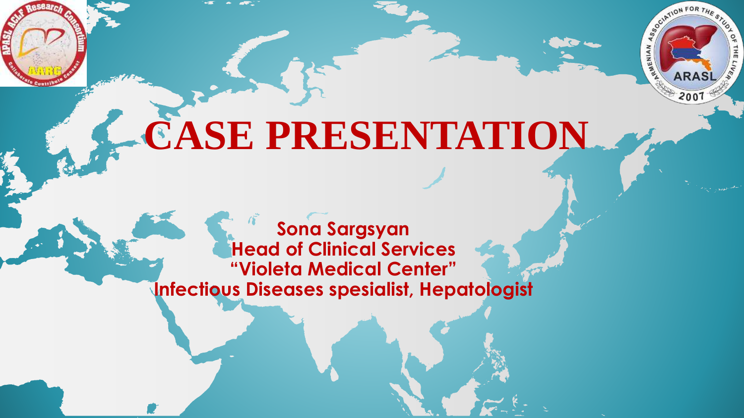# CASE PRESENTATION

**Sona Sargsyan**
**Head of Clinical Services**
**“Violeta Medical Center”**
**Infectious Diseases spesialist, Hepatologist**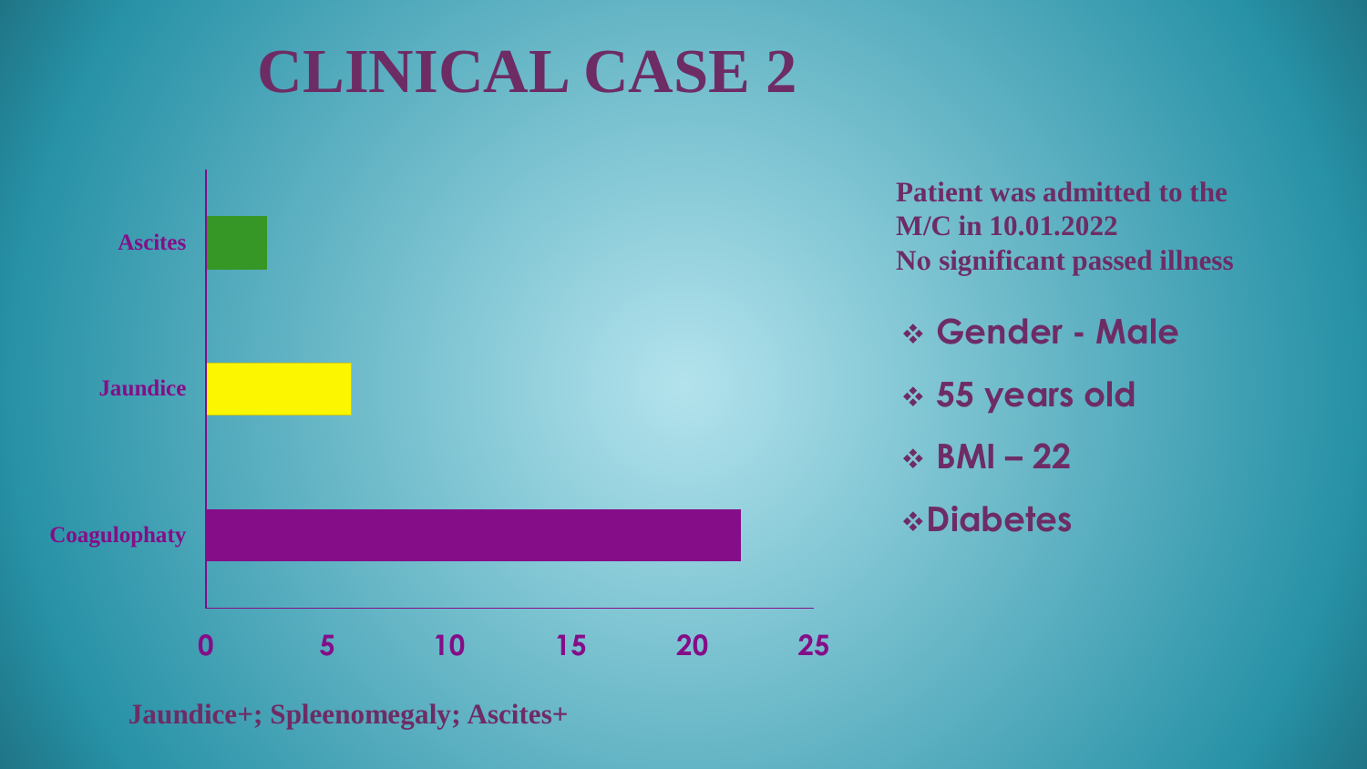# CLINICAL CASE 2

| Category | Value |
|---|---|
| Ascites | ~2.5 |
| Jaundice | ~6 |
| Coagulophaty | ~22 |

Axis: 0, 5, 10, 15, 20, 25

**Jaundice+; Spleenomegaly; Ascites+**

**Patient was admitted to the M/C in 10.01.2022**
**No significant passed illness**

- **Gender - Male**
- **55 years old**
- **BMI – 22**
- **Diabetes**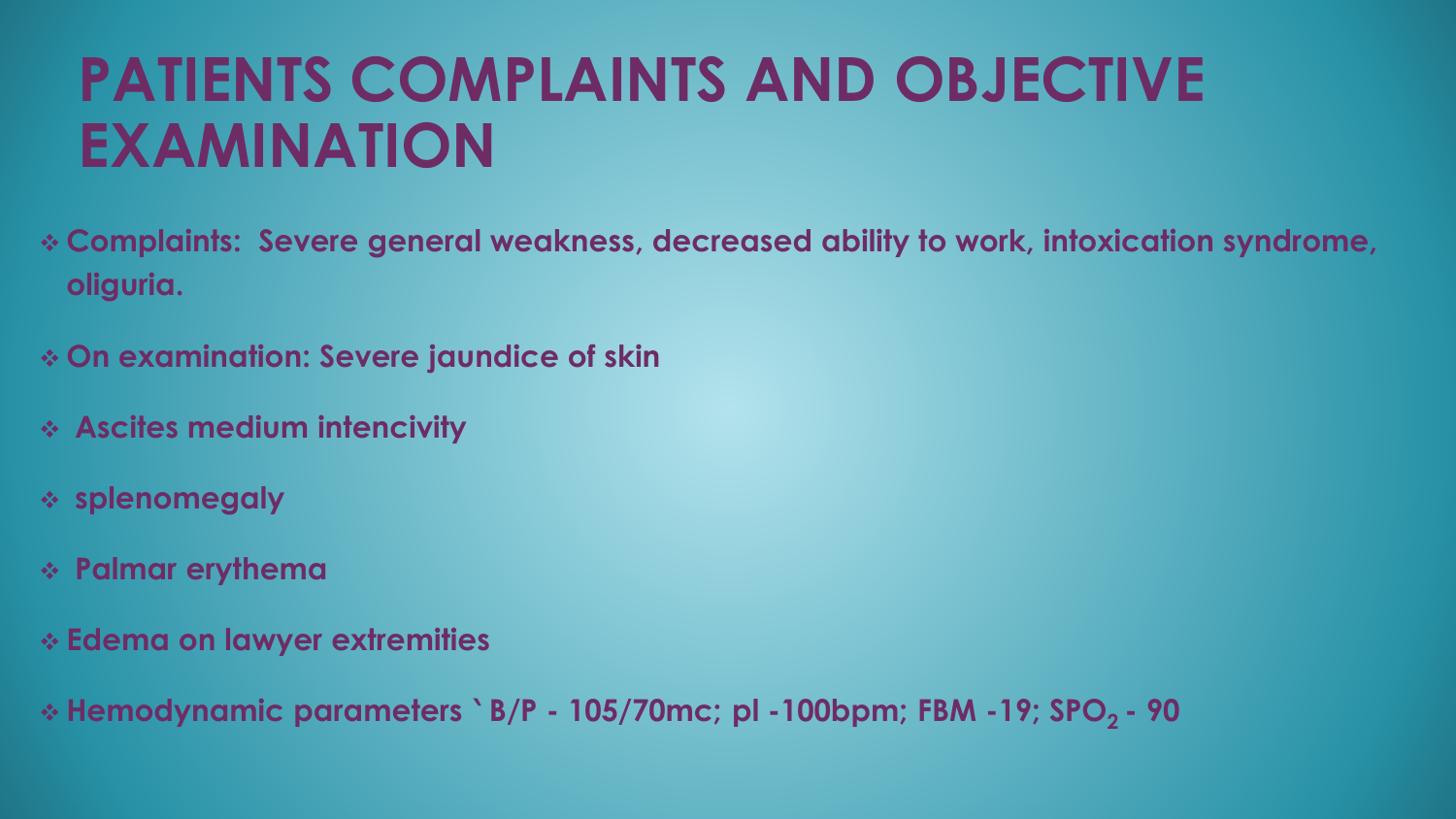# PATIENTS COMPLAINTS AND OBJECTIVE EXAMINATION

- **Complaints: Severe general weakness, decreased ability to work, intoxication syndrome, oliguria.**
- **On examination: Severe jaundice of skin**
- **Ascites medium intencivity**
- **splenomegaly**
- **Palmar erythema**
- **Edema on lawyer extremities**
- **Hemodynamic parameters ` B/P - 105/70mc; pl -100bpm; FBM -19; $SPO_2$ - 90**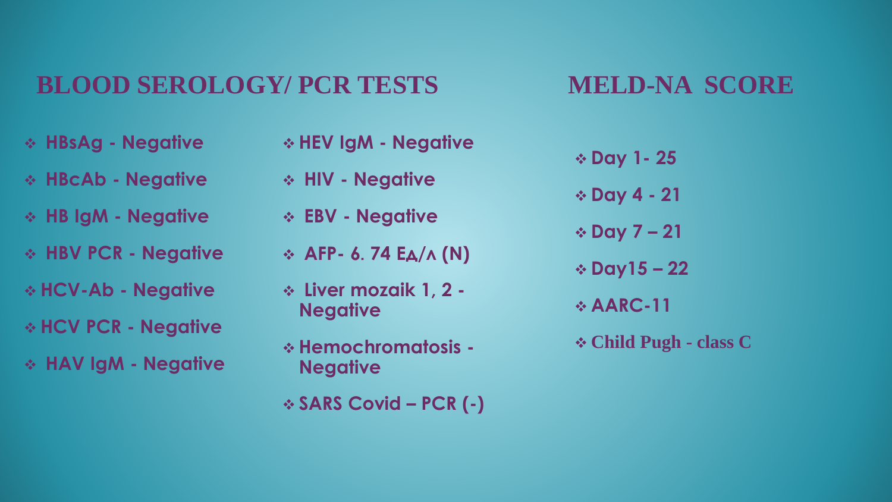## BLOOD SEROLOGY/ PCR TESTS

- HBsAg - Negative
- HBcAb - Negative
- HB IgM - Negative
- HBV PCR - Negative
- HCV-Ab - Negative
- HCV PCR - Negative
- HAV IgM - Negative
- HEV IgM - Negative
- HIV - Negative
- EBV - Negative
- AFP- 6. 74 Eд/л (N)
- Liver mozaik 1, 2 - Negative
- Hemochromatosis - Negative
- SARS Covid – PCR (-)

## MELD-NA SCORE

- Day 1- 25
- Day 4 - 21
- Day 7 – 21
- Day15 – 22
- AARC-11
- Child Pugh - class C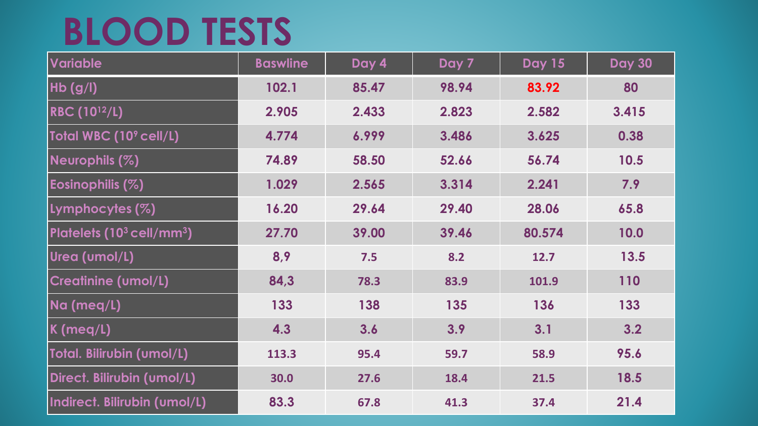# BLOOD TESTS

| Variable | Baswline | Day 4 | Day 7 | Day 15 | Day 30 |
|---|---|---|---|---|---|
| Hb (g/l) | 102.1 | 85.47 | 98.94 | 83.92 | 80 |
| RBC ($10^{12}$/L) | 2.905 | 2.433 | 2.823 | 2.582 | 3.415 |
| Total WBC ($10^9$ cell/L) | 4.774 | 6.999 | 3.486 | 3.625 | 0.38 |
| Neurophils (%) | 74.89 | 58.50 | 52.66 | 56.74 | 10.5 |
| Eosinophilis (%) | 1.029 | 2.565 | 3.314 | 2.241 | 7.9 |
| Lymphocytes (%) | 16.20 | 29.64 | 29.40 | 28.06 | 65.8 |
| Platelets ($10^3$ cell/mm$^3$) | 27.70 | 39.00 | 39.46 | 80.574 | 10.0 |
| Urea (umol/L) | 8,9 | 7.5 | 8.2 | 12.7 | 13.5 |
| Creatinine (umol/L) | 84,3 | 78.3 | 83.9 | 101.9 | 110 |
| Na (meq/L) | 133 | 138 | 135 | 136 | 133 |
| K (meq/L) | 4.3 | 3.6 | 3.9 | 3.1 | 3.2 |
| Total. Bilirubin (umol/L) | 113.3 | 95.4 | 59.7 | 58.9 | 95.6 |
| Direct. Bilirubin (umol/L) | 30.0 | 27.6 | 18.4 | 21.5 | 18.5 |
| Indirect. Bilirubin (umol/L) | 83.3 | 67.8 | 41.3 | 37.4 | 21.4 |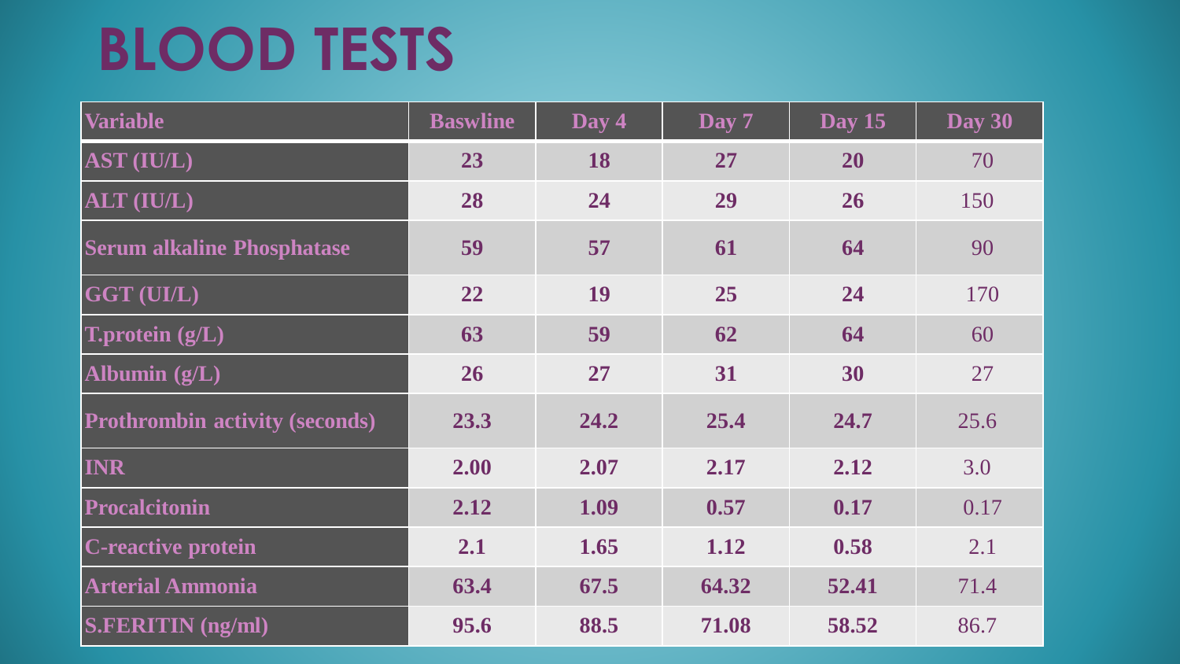# BLOOD TESTS

| Variable | Baswline | Day 4 | Day 7 | Day 15 | Day 30 |
|---|---|---|---|---|---|
| AST (IU/L) | 23 | 18 | 27 | 20 | 70 |
| ALT (IU/L) | 28 | 24 | 29 | 26 | 150 |
| Serum alkaline Phosphatase | 59 | 57 | 61 | 64 | 90 |
| GGT (UI/L) | 22 | 19 | 25 | 24 | 170 |
| T.protein (g/L) | 63 | 59 | 62 | 64 | 60 |
| Albumin (g/L) | 26 | 27 | 31 | 30 | 27 |
| Prothrombin activity (seconds) | 23.3 | 24.2 | 25.4 | 24.7 | 25.6 |
| INR | 2.00 | 2.07 | 2.17 | 2.12 | 3.0 |
| Procalcitonin | 2.12 | 1.09 | 0.57 | 0.17 | 0.17 |
| C-reactive protein | 2.1 | 1.65 | 1.12 | 0.58 | 2.1 |
| Arterial Ammonia | 63.4 | 67.5 | 64.32 | 52.41 | 71.4 |
| S.FERITIN (ng/ml) | 95.6 | 88.5 | 71.08 | 58.52 | 86.7 |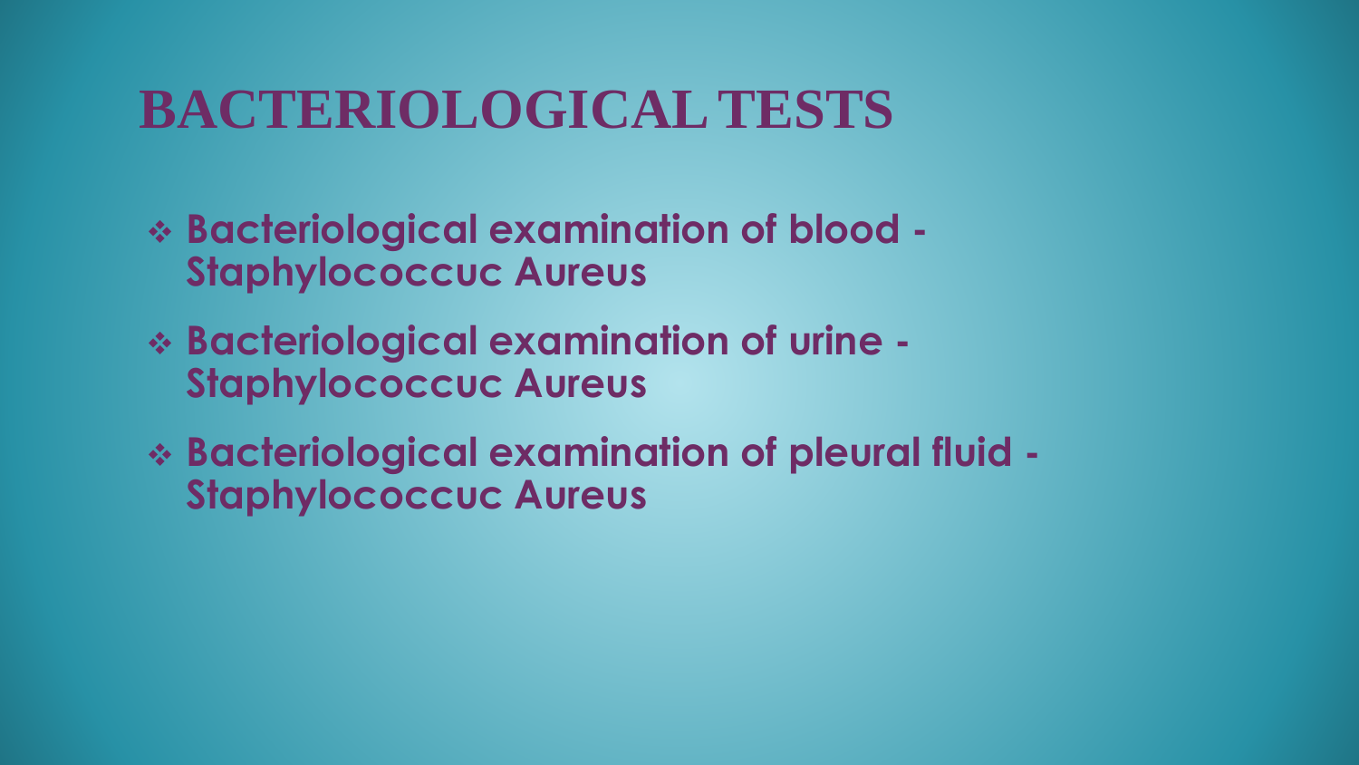# BACTERIOLOGICAL TESTS

- **Bacteriological examination of blood - Staphylococcuc Aureus**
- **Bacteriological examination of urine - Staphylococcuc Aureus**
- **Bacteriological examination of pleural fluid - Staphylococcuc Aureus**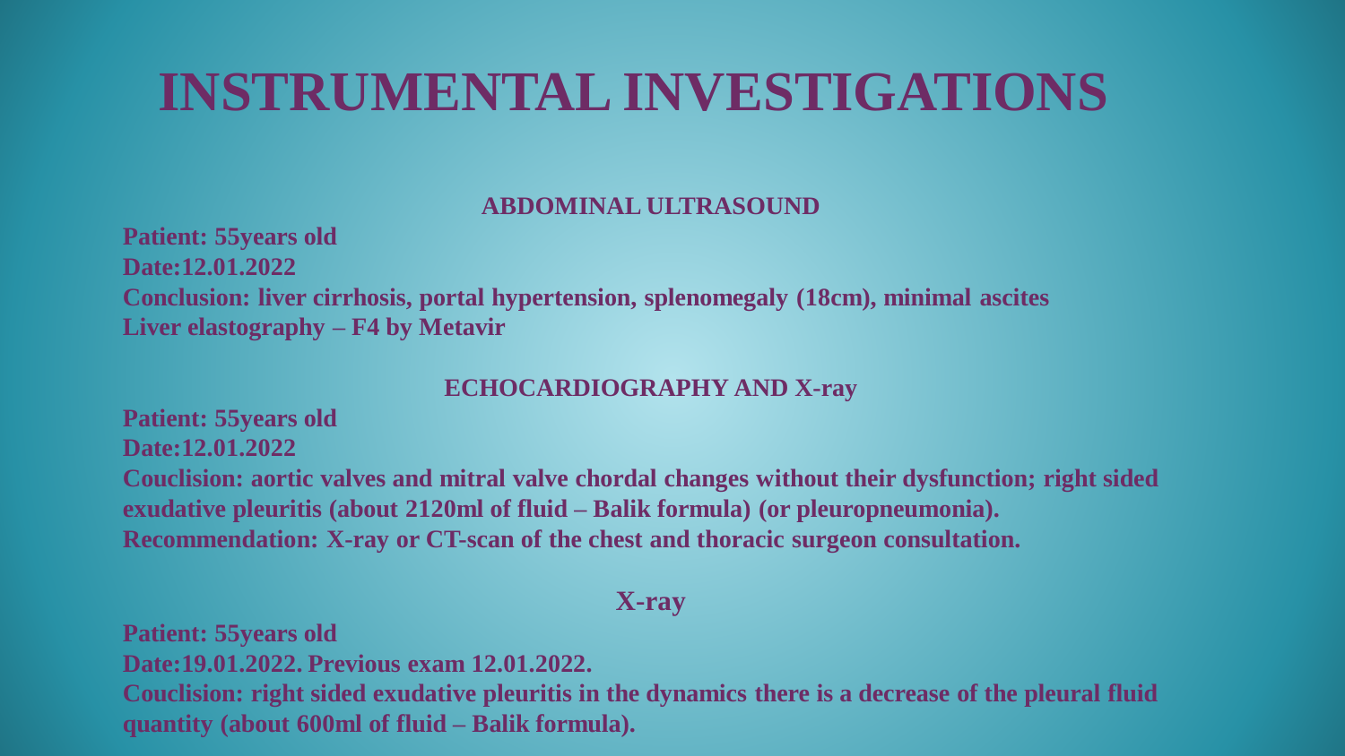# INSTRUMENTAL INVESTIGATIONS

### ABDOMINAL ULTRASOUND

**Patient: 55years old**
**Date:12.01.2022**
**Conclusion: liver cirrhosis, portal hypertension, splenomegaly (18cm), minimal ascites**
**Liver elastography – F4 by Metavir**

### ECHOCARDIOGRAPHY AND X-ray

**Patient: 55years old**
**Date:12.01.2022**
**Couclision: aortic valves and mitral valve chordal changes without their dysfunction; right sided exudative pleuritis (about 2120ml of fluid – Balik formula) (or pleuropneumonia).**
**Recommendation: X-ray or CT-scan of the chest and thoracic surgeon consultation.**

### X-ray

**Patient: 55years old**
**Date:19.01.2022. Previous exam 12.01.2022.**
**Couclision: right sided exudative pleuritis in the dynamics there is a decrease of the pleural fluid quantity (about 600ml of fluid – Balik formula).**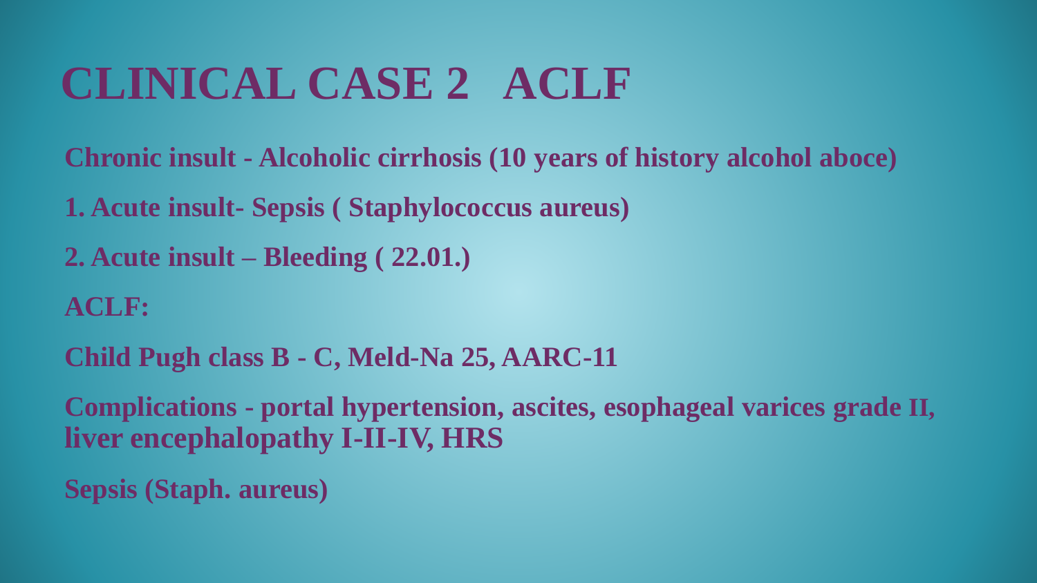# CLINICAL CASE 2 ACLF

**Chronic insult - Alcoholic cirrhosis (10 years of history alcohol aboce)**

**1. Acute insult- Sepsis ( Staphylococcus aureus)**

**2. Acute insult – Bleeding ( 22.01.)**

**ACLF:**

**Child Pugh class B - C, Meld-Na 25, AARC-11**

**Complications - portal hypertension, ascites, esophageal varices grade II, liver encephalopathy I-II-IV, HRS**

**Sepsis (Staph. aureus)**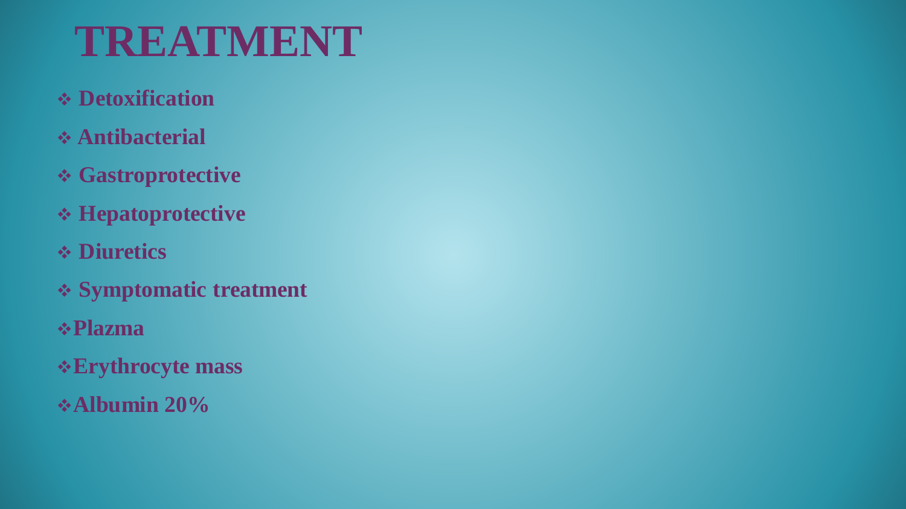# TREATMENT

- **Detoxification**
- **Antibacterial**
- **Gastroprotective**
- **Hepatoprotective**
- **Diuretics**
- **Symptomatic treatment**
- **Plazma**
- **Erythrocyte mass**
- **Albumin 20%**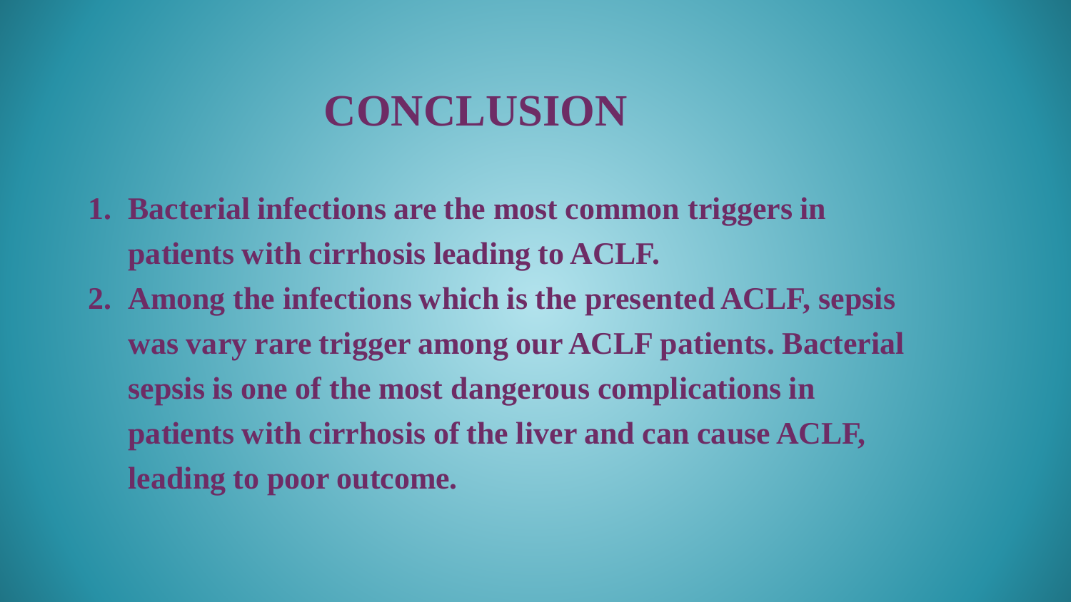# CONCLUSION

1. **Bacterial infections are the most common triggers in patients with cirrhosis leading to ACLF.**
2. **Among the infections which is the presented ACLF, sepsis was vary rare trigger among our ACLF patients. Bacterial sepsis is one of the most dangerous complications in patients with cirrhosis of the liver and can cause ACLF, leading to poor outcome.**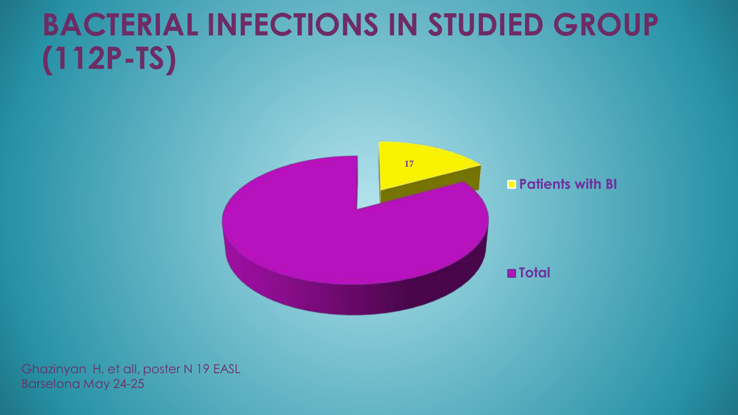# BACTERIAL INFECTIONS IN STUDIED GROUP (112P-TS)

17

Patients with BI

Total

Ghazinyan H. et all, poster N 19 EASL
Barselona May 24-25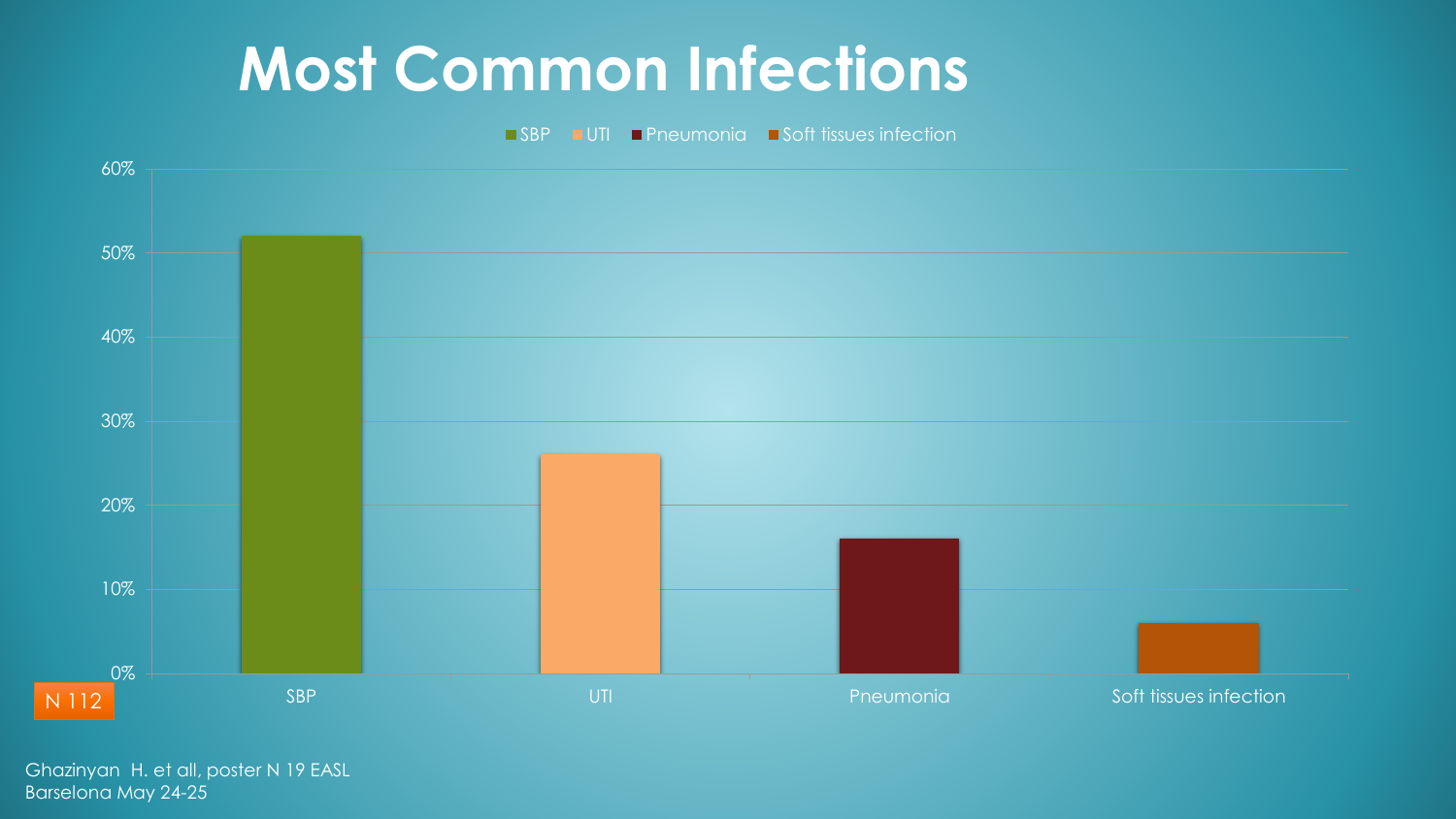# Most Common Infections

SBP | UTI | Pneumonia | Soft tissues infection

| Infection | Percentage (approx.) |
|---|---|
| SBP | 52% |
| UTI | 26% |
| Pneumonia | 16% |
| Soft tissues infection | 6% |

N 112

Ghazinyan H. et all, poster N 19 EASL
Barselona May 24-25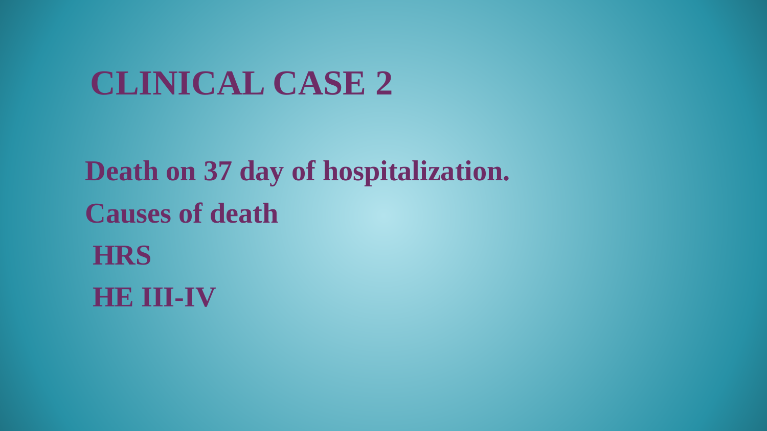# CLINICAL CASE 2

**Death on 37 day of hospitalization.**

**Causes of death**

**HRS**

**HE III-IV**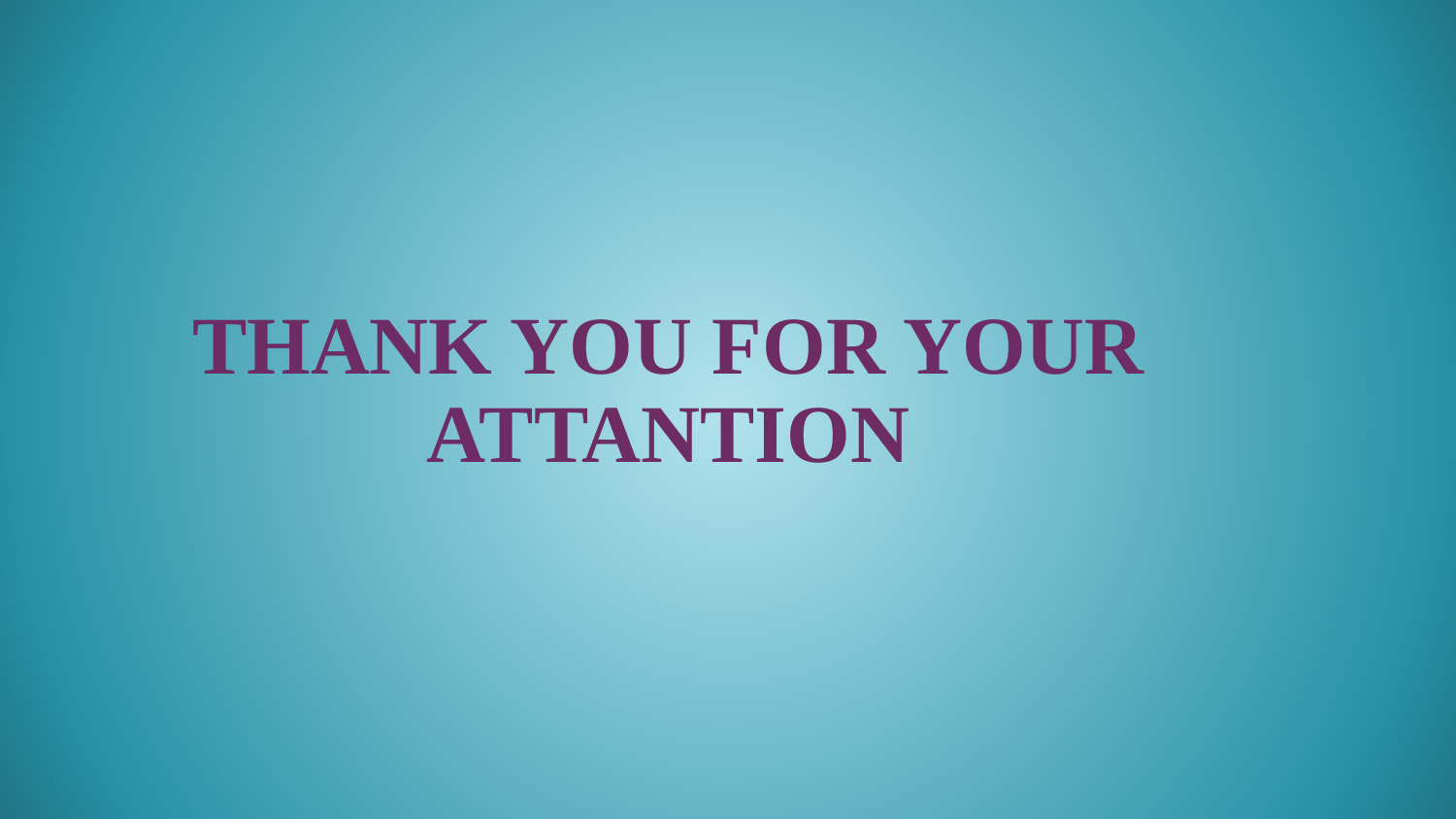# THANK YOU FOR YOUR ATTANTION